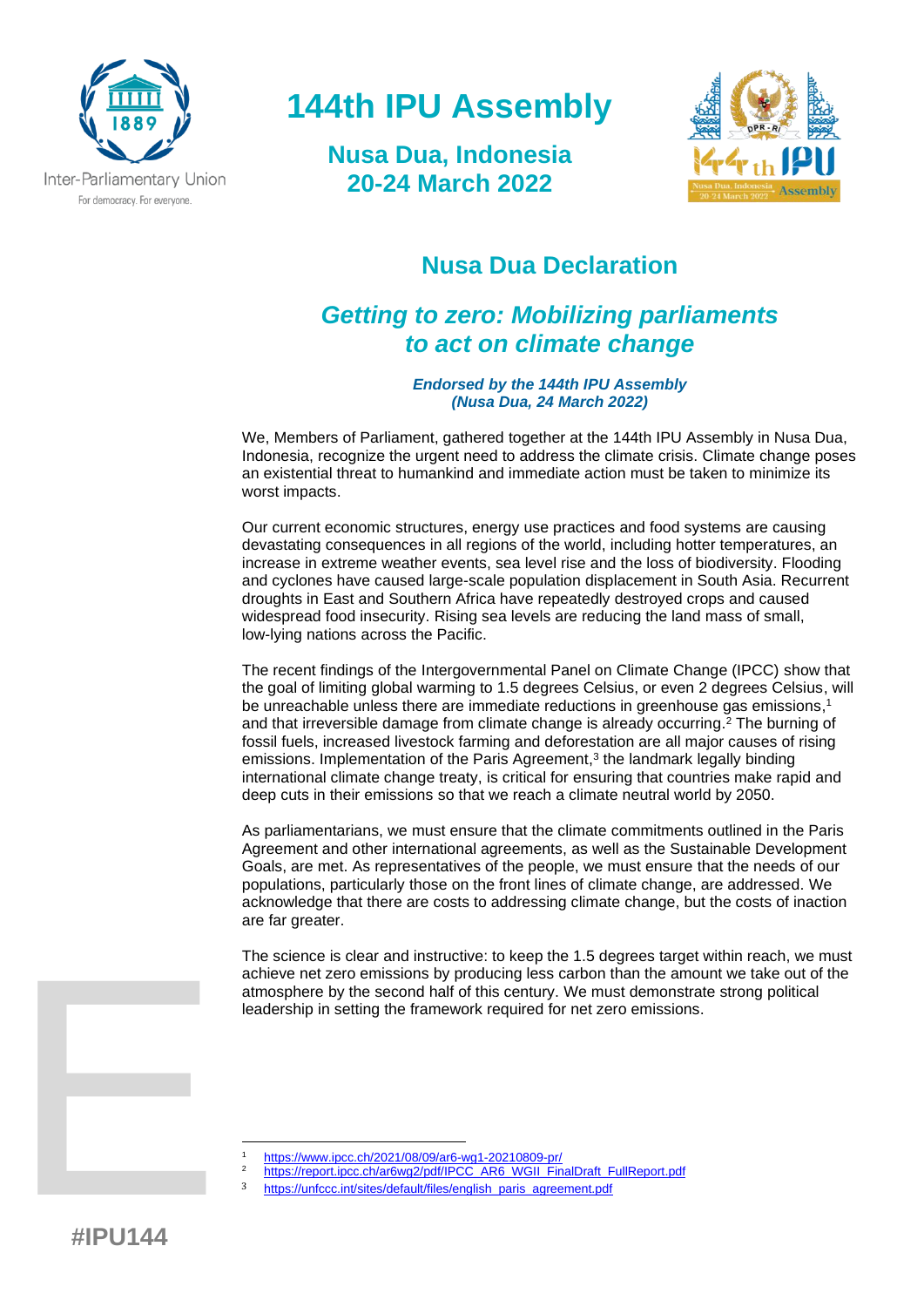# 144th IPU Assembly

## Nusa Dua, Indonesia
## 20-24 March 2022

Inter-Parliamentary Union

For democracy. For everyone.

## Nusa Dua Declaration

## *Getting to zero: Mobilizing parliaments to act on climate change*

***Endorsed by the 144th IPU Assembly (Nusa Dua, 24 March 2022)***

We, Members of Parliament, gathered together at the 144th IPU Assembly in Nusa Dua, Indonesia, recognize the urgent need to address the climate crisis. Climate change poses an existential threat to humankind and immediate action must be taken to minimize its worst impacts.

Our current economic structures, energy use practices and food systems are causing devastating consequences in all regions of the world, including hotter temperatures, an increase in extreme weather events, sea level rise and the loss of biodiversity. Flooding and cyclones have caused large-scale population displacement in South Asia. Recurrent droughts in East and Southern Africa have repeatedly destroyed crops and caused widespread food insecurity. Rising sea levels are reducing the land mass of small, low-lying nations across the Pacific.

The recent findings of the Intergovernmental Panel on Climate Change (IPCC) show that the goal of limiting global warming to 1.5 degrees Celsius, or even 2 degrees Celsius, will be unreachable unless there are immediate reductions in greenhouse gas emissions,[1] and that irreversible damage from climate change is already occurring.[2] The burning of fossil fuels, increased livestock farming and deforestation are all major causes of rising emissions. Implementation of the Paris Agreement,[3] the landmark legally binding international climate change treaty, is critical for ensuring that countries make rapid and deep cuts in their emissions so that we reach a climate neutral world by 2050.

As parliamentarians, we must ensure that the climate commitments outlined in the Paris Agreement and other international agreements, as well as the Sustainable Development Goals, are met. As representatives of the people, we must ensure that the needs of our populations, particularly those on the front lines of climate change, are addressed. We acknowledge that there are costs to addressing climate change, but the costs of inaction are far greater.

The science is clear and instructive: to keep the 1.5 degrees target within reach, we must achieve net zero emissions by producing less carbon than the amount we take out of the atmosphere by the second half of this century. We must demonstrate strong political leadership in setting the framework required for net zero emissions.

---

[1] https://www.ipcc.ch/2021/08/09/ar6-wg1-20210809-pr/

[2] https://report.ipcc.ch/ar6wg2/pdf/IPCC_AR6_WGII_FinalDraft_FullReport.pdf

[3] https://unfccc.int/sites/default/files/english_paris_agreement.pdf

#IPU144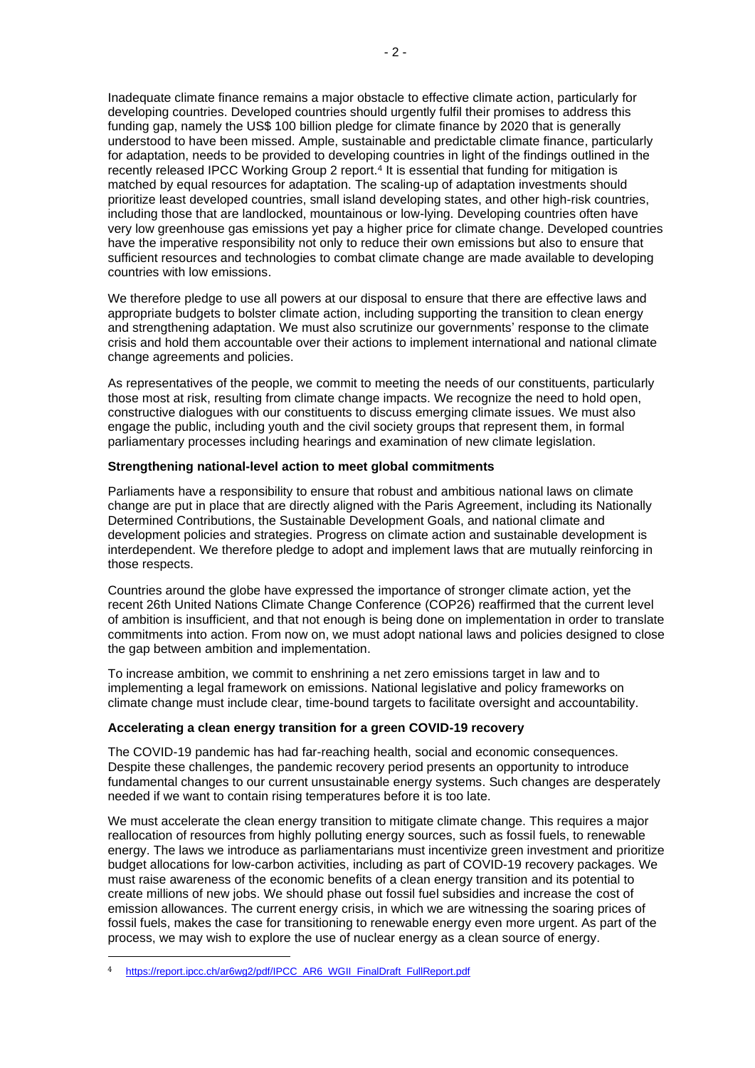Inadequate climate finance remains a major obstacle to effective climate action, particularly for developing countries. Developed countries should urgently fulfil their promises to address this funding gap, namely the US$ 100 billion pledge for climate finance by 2020 that is generally understood to have been missed. Ample, sustainable and predictable climate finance, particularly for adaptation, needs to be provided to developing countries in light of the findings outlined in the recently released IPCC Working Group 2 report.[4] It is essential that funding for mitigation is matched by equal resources for adaptation. The scaling-up of adaptation investments should prioritize least developed countries, small island developing states, and other high-risk countries, including those that are landlocked, mountainous or low-lying. Developing countries often have very low greenhouse gas emissions yet pay a higher price for climate change. Developed countries have the imperative responsibility not only to reduce their own emissions but also to ensure that sufficient resources and technologies to combat climate change are made available to developing countries with low emissions.

We therefore pledge to use all powers at our disposal to ensure that there are effective laws and appropriate budgets to bolster climate action, including supporting the transition to clean energy and strengthening adaptation. We must also scrutinize our governments' response to the climate crisis and hold them accountable over their actions to implement international and national climate change agreements and policies.

As representatives of the people, we commit to meeting the needs of our constituents, particularly those most at risk, resulting from climate change impacts. We recognize the need to hold open, constructive dialogues with our constituents to discuss emerging climate issues. We must also engage the public, including youth and the civil society groups that represent them, in formal parliamentary processes including hearings and examination of new climate legislation.

**Strengthening national-level action to meet global commitments**

Parliaments have a responsibility to ensure that robust and ambitious national laws on climate change are put in place that are directly aligned with the Paris Agreement, including its Nationally Determined Contributions, the Sustainable Development Goals, and national climate and development policies and strategies. Progress on climate action and sustainable development is interdependent. We therefore pledge to adopt and implement laws that are mutually reinforcing in those respects.

Countries around the globe have expressed the importance of stronger climate action, yet the recent 26th United Nations Climate Change Conference (COP26) reaffirmed that the current level of ambition is insufficient, and that not enough is being done on implementation in order to translate commitments into action. From now on, we must adopt national laws and policies designed to close the gap between ambition and implementation.

To increase ambition, we commit to enshrining a net zero emissions target in law and to implementing a legal framework on emissions. National legislative and policy frameworks on climate change must include clear, time-bound targets to facilitate oversight and accountability.

**Accelerating a clean energy transition for a green COVID-19 recovery**

The COVID-19 pandemic has had far-reaching health, social and economic consequences. Despite these challenges, the pandemic recovery period presents an opportunity to introduce fundamental changes to our current unsustainable energy systems. Such changes are desperately needed if we want to contain rising temperatures before it is too late.

We must accelerate the clean energy transition to mitigate climate change. This requires a major reallocation of resources from highly polluting energy sources, such as fossil fuels, to renewable energy. The laws we introduce as parliamentarians must incentivize green investment and prioritize budget allocations for low-carbon activities, including as part of COVID-19 recovery packages. We must raise awareness of the economic benefits of a clean energy transition and its potential to create millions of new jobs. We should phase out fossil fuel subsidies and increase the cost of emission allowances. The current energy crisis, in which we are witnessing the soaring prices of fossil fuels, makes the case for transitioning to renewable energy even more urgent. As part of the process, we may wish to explore the use of nuclear energy as a clean source of energy.

---

[4] https://report.ipcc.ch/ar6wg2/pdf/IPCC_AR6_WGII_FinalDraft_FullReport.pdf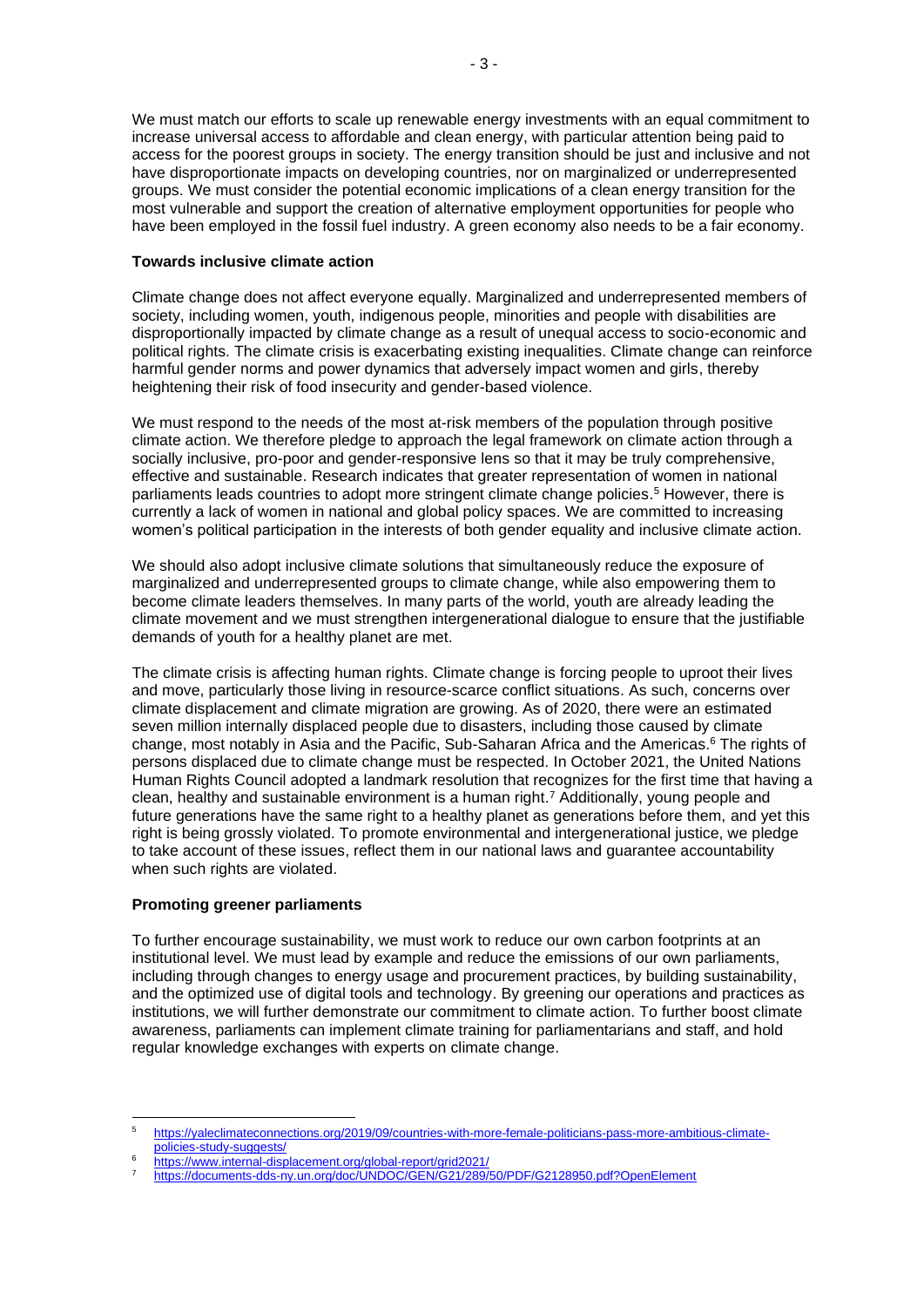We must match our efforts to scale up renewable energy investments with an equal commitment to increase universal access to affordable and clean energy, with particular attention being paid to access for the poorest groups in society. The energy transition should be just and inclusive and not have disproportionate impacts on developing countries, nor on marginalized or underrepresented groups. We must consider the potential economic implications of a clean energy transition for the most vulnerable and support the creation of alternative employment opportunities for people who have been employed in the fossil fuel industry. A green economy also needs to be a fair economy.

**Towards inclusive climate action**

Climate change does not affect everyone equally. Marginalized and underrepresented members of society, including women, youth, indigenous people, minorities and people with disabilities are disproportionally impacted by climate change as a result of unequal access to socio-economic and political rights. The climate crisis is exacerbating existing inequalities. Climate change can reinforce harmful gender norms and power dynamics that adversely impact women and girls, thereby heightening their risk of food insecurity and gender-based violence.

We must respond to the needs of the most at-risk members of the population through positive climate action. We therefore pledge to approach the legal framework on climate action through a socially inclusive, pro-poor and gender-responsive lens so that it may be truly comprehensive, effective and sustainable. Research indicates that greater representation of women in national parliaments leads countries to adopt more stringent climate change policies.[5] However, there is currently a lack of women in national and global policy spaces. We are committed to increasing women's political participation in the interests of both gender equality and inclusive climate action.

We should also adopt inclusive climate solutions that simultaneously reduce the exposure of marginalized and underrepresented groups to climate change, while also empowering them to become climate leaders themselves. In many parts of the world, youth are already leading the climate movement and we must strengthen intergenerational dialogue to ensure that the justifiable demands of youth for a healthy planet are met.

The climate crisis is affecting human rights. Climate change is forcing people to uproot their lives and move, particularly those living in resource-scarce conflict situations. As such, concerns over climate displacement and climate migration are growing. As of 2020, there were an estimated seven million internally displaced people due to disasters, including those caused by climate change, most notably in Asia and the Pacific, Sub-Saharan Africa and the Americas.[6] The rights of persons displaced due to climate change must be respected. In October 2021, the United Nations Human Rights Council adopted a landmark resolution that recognizes for the first time that having a clean, healthy and sustainable environment is a human right.[7] Additionally, young people and future generations have the same right to a healthy planet as generations before them, and yet this right is being grossly violated. To promote environmental and intergenerational justice, we pledge to take account of these issues, reflect them in our national laws and guarantee accountability when such rights are violated.

**Promoting greener parliaments**

To further encourage sustainability, we must work to reduce our own carbon footprints at an institutional level. We must lead by example and reduce the emissions of our own parliaments, including through changes to energy usage and procurement practices, by building sustainability, and the optimized use of digital tools and technology. By greening our operations and practices as institutions, we will further demonstrate our commitment to climate action. To further boost climate awareness, parliaments can implement climate training for parliamentarians and staff, and hold regular knowledge exchanges with experts on climate change.

---

[5] https://yaleclimateconnections.org/2019/09/countries-with-more-female-politicians-pass-more-ambitious-climate-policies-study-suggests/

[6] https://www.internal-displacement.org/global-report/grid2021/

[7] https://documents-dds-ny.un.org/doc/UNDOC/GEN/G21/289/50/PDF/G2128950.pdf?OpenElement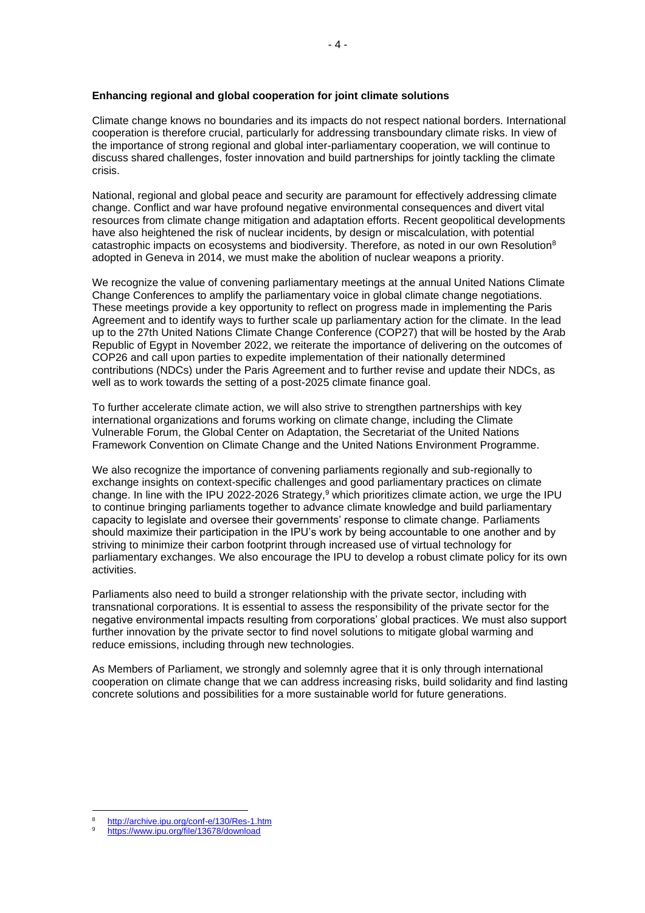**Enhancing regional and global cooperation for joint climate solutions**

Climate change knows no boundaries and its impacts do not respect national borders. International cooperation is therefore crucial, particularly for addressing transboundary climate risks. In view of the importance of strong regional and global inter-parliamentary cooperation, we will continue to discuss shared challenges, foster innovation and build partnerships for jointly tackling the climate crisis.

National, regional and global peace and security are paramount for effectively addressing climate change. Conflict and war have profound negative environmental consequences and divert vital resources from climate change mitigation and adaptation efforts. Recent geopolitical developments have also heightened the risk of nuclear incidents, by design or miscalculation, with potential catastrophic impacts on ecosystems and biodiversity. Therefore, as noted in our own Resolution[8] adopted in Geneva in 2014, we must make the abolition of nuclear weapons a priority.

We recognize the value of convening parliamentary meetings at the annual United Nations Climate Change Conferences to amplify the parliamentary voice in global climate change negotiations. These meetings provide a key opportunity to reflect on progress made in implementing the Paris Agreement and to identify ways to further scale up parliamentary action for the climate. In the lead up to the 27th United Nations Climate Change Conference (COP27) that will be hosted by the Arab Republic of Egypt in November 2022, we reiterate the importance of delivering on the outcomes of COP26 and call upon parties to expedite implementation of their nationally determined contributions (NDCs) under the Paris Agreement and to further revise and update their NDCs, as well as to work towards the setting of a post-2025 climate finance goal.

To further accelerate climate action, we will also strive to strengthen partnerships with key international organizations and forums working on climate change, including the Climate Vulnerable Forum, the Global Center on Adaptation, the Secretariat of the United Nations Framework Convention on Climate Change and the United Nations Environment Programme.

We also recognize the importance of convening parliaments regionally and sub-regionally to exchange insights on context-specific challenges and good parliamentary practices on climate change. In line with the IPU 2022-2026 Strategy,[9] which prioritizes climate action, we urge the IPU to continue bringing parliaments together to advance climate knowledge and build parliamentary capacity to legislate and oversee their governments' response to climate change. Parliaments should maximize their participation in the IPU's work by being accountable to one another and by striving to minimize their carbon footprint through increased use of virtual technology for parliamentary exchanges. We also encourage the IPU to develop a robust climate policy for its own activities.

Parliaments also need to build a stronger relationship with the private sector, including with transnational corporations. It is essential to assess the responsibility of the private sector for the negative environmental impacts resulting from corporations' global practices. We must also support further innovation by the private sector to find novel solutions to mitigate global warming and reduce emissions, including through new technologies.

As Members of Parliament, we strongly and solemnly agree that it is only through international cooperation on climate change that we can address increasing risks, build solidarity and find lasting concrete solutions and possibilities for a more sustainable world for future generations.

---

[8] http://archive.ipu.org/conf-e/130/Res-1.htm

[9] https://www.ipu.org/file/13678/download